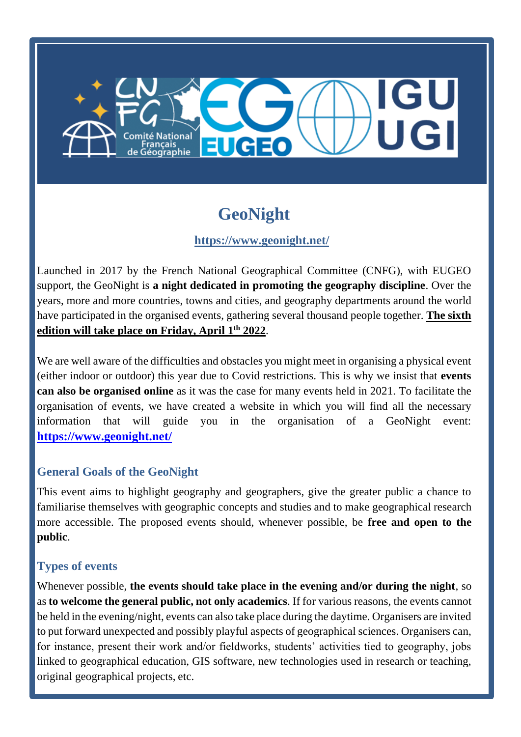# GeoNight

**https://www.geonight.net/**

Launched in 2017 by the French National Geographical Committee (CNFG), with EUGEO support, the GeoNight is **a night dedicated in promoting the geography discipline**. Over the years, more and more countries, towns and cities, and geography departments around the world have participated in the organised events, gathering several thousand people together. **The sixth edition will take place on Friday, April 1th 2022**.

We are well aware of the difficulties and obstacles you might meet in organising a physical event (either indoor or outdoor) this year due to Covid restrictions. This is why we insist that **events can also be organised online** as it was the case for many events held in 2021. To facilitate the organisation of events, we have created a website in which you will find all the necessary information that will guide you in the organisation of a GeoNight event: **https://www.geonight.net/**

## General Goals of the GeoNight

This event aims to highlight geography and geographers, give the greater public a chance to familiarise themselves with geographic concepts and studies and to make geographical research more accessible. The proposed events should, whenever possible, be **free and open to the public**.

## Types of events

Whenever possible, **the events should take place in the evening and/or during the night**, so as **to welcome the general public, not only academics**. If for various reasons, the events cannot be held in the evening/night, events can also take place during the daytime. Organisers are invited to put forward unexpected and possibly playful aspects of geographical sciences. Organisers can, for instance, present their work and/or fieldworks, students' activities tied to geography, jobs linked to geographical education, GIS software, new technologies used in research or teaching, original geographical projects, etc.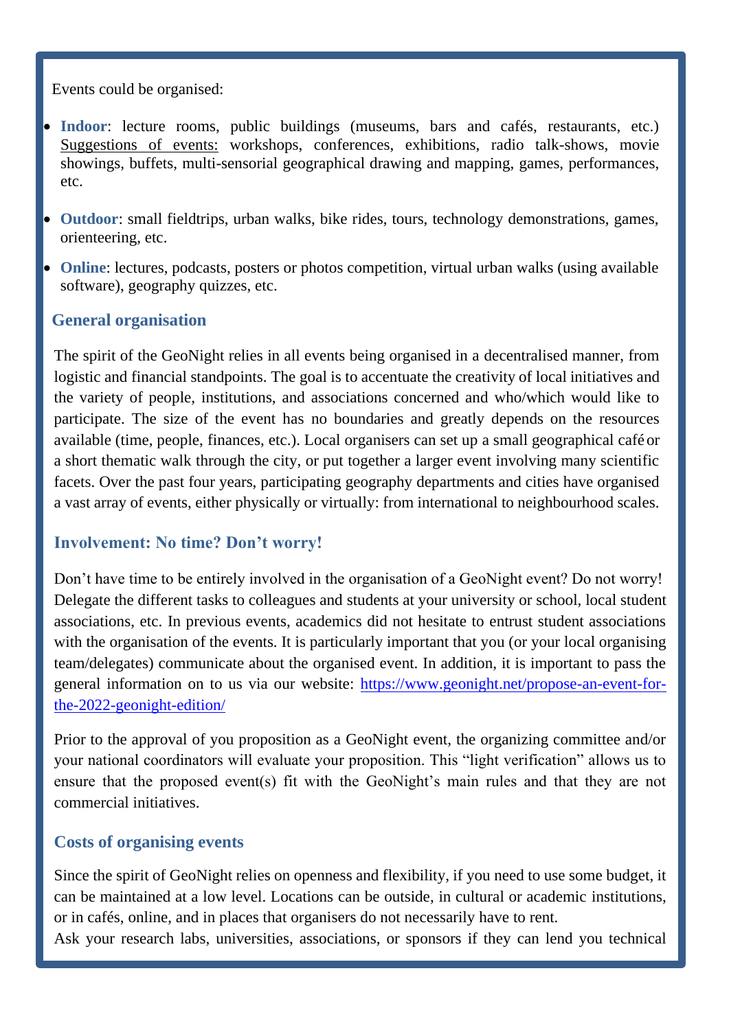Events could be organised:

- **Indoor**: lecture rooms, public buildings (museums, bars and cafés, restaurants, etc.) Suggestions of events: workshops, conferences, exhibitions, radio talk-shows, movie showings, buffets, multi-sensorial geographical drawing and mapping, games, performances, etc.
- **Outdoor**: small fieldtrips, urban walks, bike rides, tours, technology demonstrations, games, orienteering, etc.
- **Online**: lectures, podcasts, posters or photos competition, virtual urban walks (using available software), geography quizzes, etc.

## General organisation

The spirit of the GeoNight relies in all events being organised in a decentralised manner, from logistic and financial standpoints. The goal is to accentuate the creativity of local initiatives and the variety of people, institutions, and associations concerned and who/which would like to participate. The size of the event has no boundaries and greatly depends on the resources available (time, people, finances, etc.). Local organisers can set up a small geographical café or a short thematic walk through the city, or put together a larger event involving many scientific facets. Over the past four years, participating geography departments and cities have organised a vast array of events, either physically or virtually: from international to neighbourhood scales.

## Involvement: No time? Don't worry!

Don't have time to be entirely involved in the organisation of a GeoNight event? Do not worry! Delegate the different tasks to colleagues and students at your university or school, local student associations, etc. In previous events, academics did not hesitate to entrust student associations with the organisation of the events. It is particularly important that you (or your local organising team/delegates) communicate about the organised event. In addition, it is important to pass the general information on to us via our website: https://www.geonight.net/propose-an-event-for-the-2022-geonight-edition/

Prior to the approval of you proposition as a GeoNight event, the organizing committee and/or your national coordinators will evaluate your proposition. This "light verification" allows us to ensure that the proposed event(s) fit with the GeoNight's main rules and that they are not commercial initiatives.

## Costs of organising events

Since the spirit of GeoNight relies on openness and flexibility, if you need to use some budget, it can be maintained at a low level. Locations can be outside, in cultural or academic institutions, or in cafés, online, and in places that organisers do not necessarily have to rent.

Ask your research labs, universities, associations, or sponsors if they can lend you technical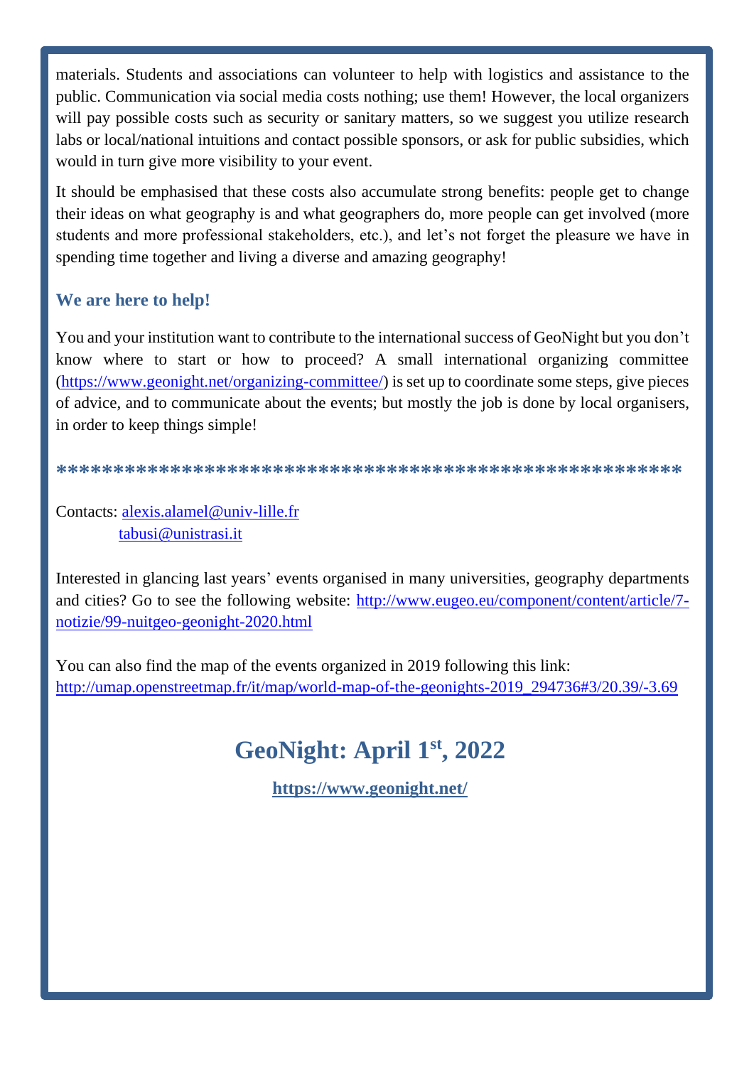materials. Students and associations can volunteer to help with logistics and assistance to the public. Communication via social media costs nothing; use them! However, the local organizers will pay possible costs such as security or sanitary matters, so we suggest you utilize research labs or local/national intuitions and contact possible sponsors, or ask for public subsidies, which would in turn give more visibility to your event.

It should be emphasised that these costs also accumulate strong benefits: people get to change their ideas on what geography is and what geographers do, more people can get involved (more students and more professional stakeholders, etc.), and let's not forget the pleasure we have in spending time together and living a diverse and amazing geography!

### We are here to help!

You and your institution want to contribute to the international success of GeoNight but you don't know where to start or how to proceed? A small international organizing committee (https://www.geonight.net/organizing-committee/) is set up to coordinate some steps, give pieces of advice, and to communicate about the events; but mostly the job is done by local organisers, in order to keep things simple!

**************************************************************

Contacts: alexis.alamel@univ-lille.fr
tabusi@unistrasi.it

Interested in glancing last years' events organised in many universities, geography departments and cities? Go to see the following website: http://www.eugeo.eu/component/content/article/7-notizie/99-nuitgeo-geonight-2020.html

You can also find the map of the events organized in 2019 following this link:
http://umap.openstreetmap.fr/it/map/world-map-of-the-geonights-2019_294736#3/20.39/-3.69

## GeoNight: April 1st, 2022

**https://www.geonight.net/**